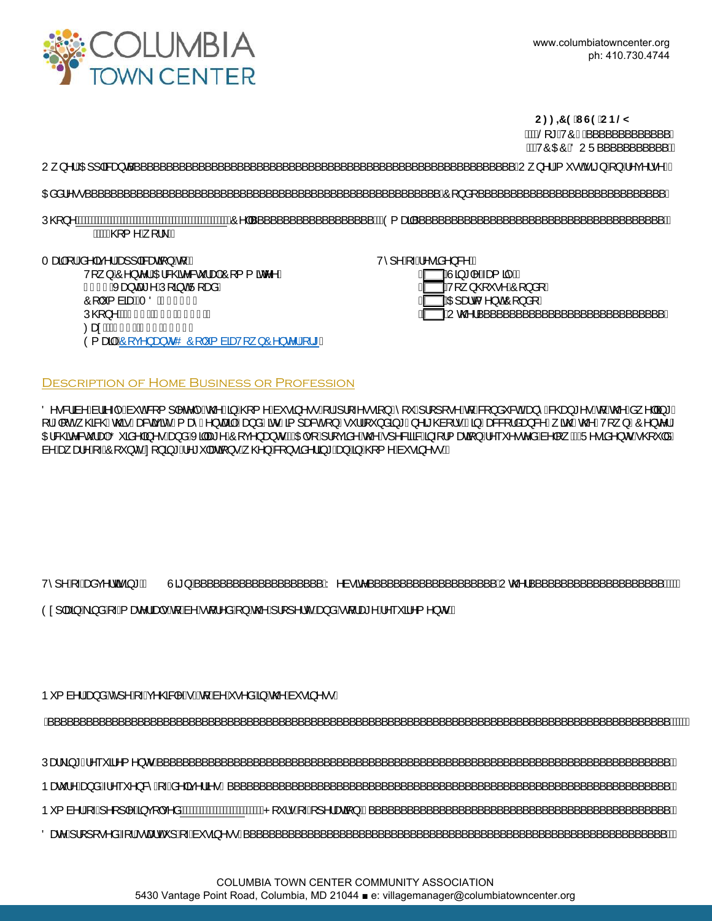**OFFICE USE ONLY**

Log TC # ______________

TCAC/DOR ____________

Owner/Applicant: ______________________________________________________ Owner must sign on reverse

Address: ____________________________________________________ Condo: ______________________________

Phone: ______________________________ Cell: ____________________ Email: ______________________________________________
(home/work)

Mail or deliver application to:

Town Center Architectural Committee
5430 Vantage Point Road
Columbia, MD 21044
Phone:
Fax:
Email: Covenants@ColumbiaTownCenter.org

Type of residence:

- [ ] Single family
- [ ] Townhouse/Condo
- [ ] Apartment/Condo
- [ ] Other ______________________________

## Description of Home Business or Profession

Describe briefly but completely the in-home business or profession you propose to conduct. Any changes to the dwelling or lot which this activity may entail and its impact on surrounding neighbors in accordance with the Town Center Architectural Guidelines and Village Covenants. Also provide the specific information requested below. Residents should be aware of County zoning regulations when considering an in-home business.

Type of advertising: Sign ______________________ Website ______________________ Other ______________________

Explain kind of materials to be stored on the property and storage requirements.

Number and type of vehicle(s) to be used in the business.

______________________________________________________________________________________________

Parking requirements: __________________________________________________________________________

Nature and frequency of deliveries: ______________________________________________________________

Number of people involved: ______________ Hours of operation: ___________________________________

Date proposed for startup of business: ____________________________________________________________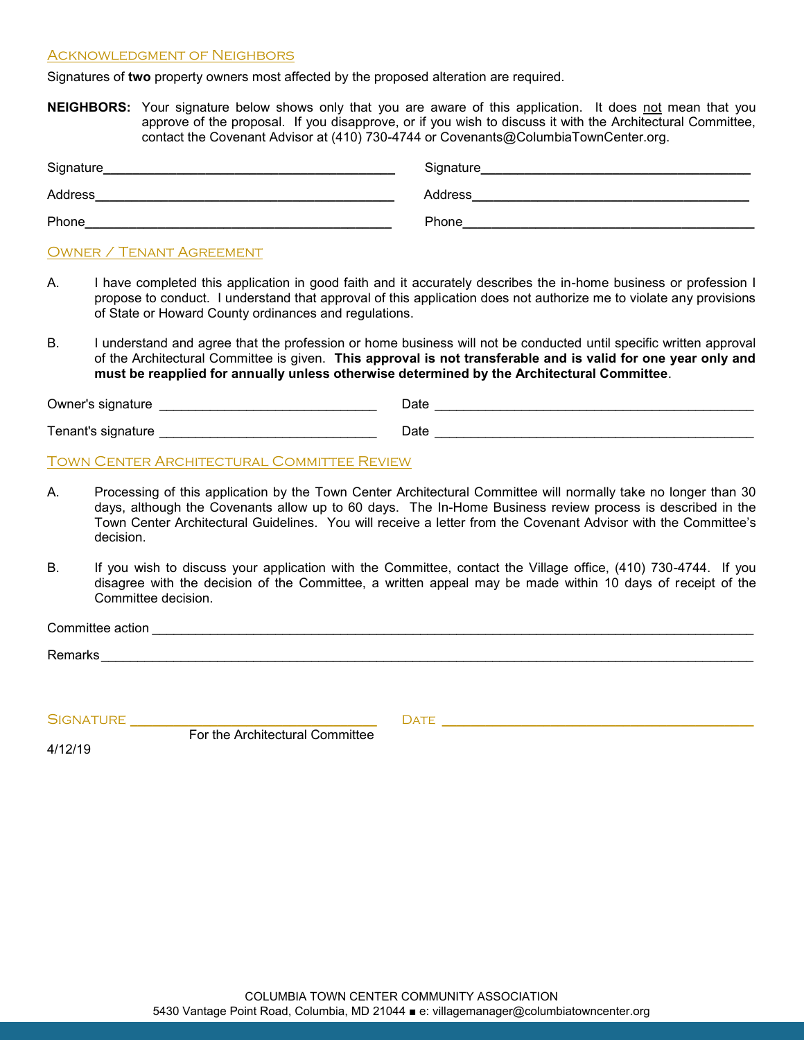## Acknowledgment of Neighbors

Signatures of **two** property owners most affected by the proposed alteration are required.

**NEIGHBORS:** Your signature below shows only that you are aware of this application. It does not mean that you approve of the proposal. If you disapprove, or if you wish to discuss it with the Architectural Committee, contact the Covenant Advisor at (410) 730-4744 or Covenants@ColumbiaTownCenter.org.

Signature________________________________________ Signature________________________________________

Address_________________________________________ Address_________________________________________

Phone__________________________________________ Phone__________________________________________

## Owner / Tenant Agreement

A. I have completed this application in good faith and it accurately describes the in-home business or profession I propose to conduct. I understand that approval of this application does not authorize me to violate any provisions of State or Howard County ordinances and regulations.

B. I understand and agree that the profession or home business will not be conducted until specific written approval of the Architectural Committee is given. **This approval is not transferable and is valid for one year only and must be reapplied for annually unless otherwise determined by the Architectural Committee**.

Owner's signature ______________________________ Date ____________________________________________

Tenant's signature ______________________________ Date ____________________________________________

## Town Center Architectural Committee Review

A. Processing of this application by the Town Center Architectural Committee will normally take no longer than 30 days, although the Covenants allow up to 60 days. The In-Home Business review process is described in the Town Center Architectural Guidelines. You will receive a letter from the Covenant Advisor with the Committee's decision.

B. If you wish to discuss your application with the Committee, contact the Village office, (410) 730-4744. If you disagree with the decision of the Committee, a written appeal may be made within 10 days of receipt of the Committee decision.

Committee action ________________________________________________________________________________

Remarks________________________________________________________________________________________

Signature ________________________________ Date ____________________________________________
For the Architectural Committee

4/12/19

COLUMBIA TOWN CENTER COMMUNITY ASSOCIATION
5430 Vantage Point Road, Columbia, MD 21044 ■ e: villagemanager@columbiatowncenter.org